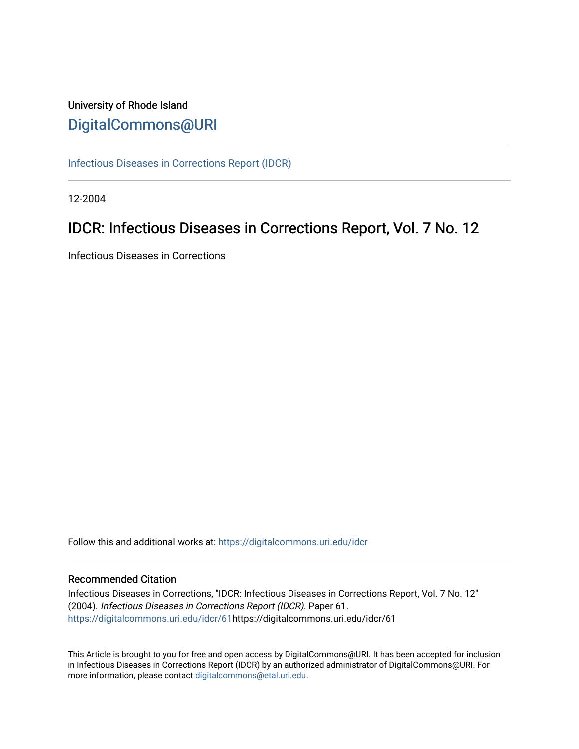University of Rhode Island

# DigitalCommons@URI

Infectious Diseases in Corrections Report (IDCR)

12-2004

## IDCR: Infectious Diseases in Corrections Report, Vol. 7 No. 12

Infectious Diseases in Corrections

Follow this and additional works at: https://digitalcommons.uri.edu/idcr

### Recommended Citation

Infectious Diseases in Corrections, "IDCR: Infectious Diseases in Corrections Report, Vol. 7 No. 12" (2004). *Infectious Diseases in Corrections Report (IDCR).* Paper 61.
https://digitalcommons.uri.edu/idcr/61https://digitalcommons.uri.edu/idcr/61

This Article is brought to you for free and open access by DigitalCommons@URI. It has been accepted for inclusion in Infectious Diseases in Corrections Report (IDCR) by an authorized administrator of DigitalCommons@URI. For more information, please contact digitalcommons@etal.uri.edu.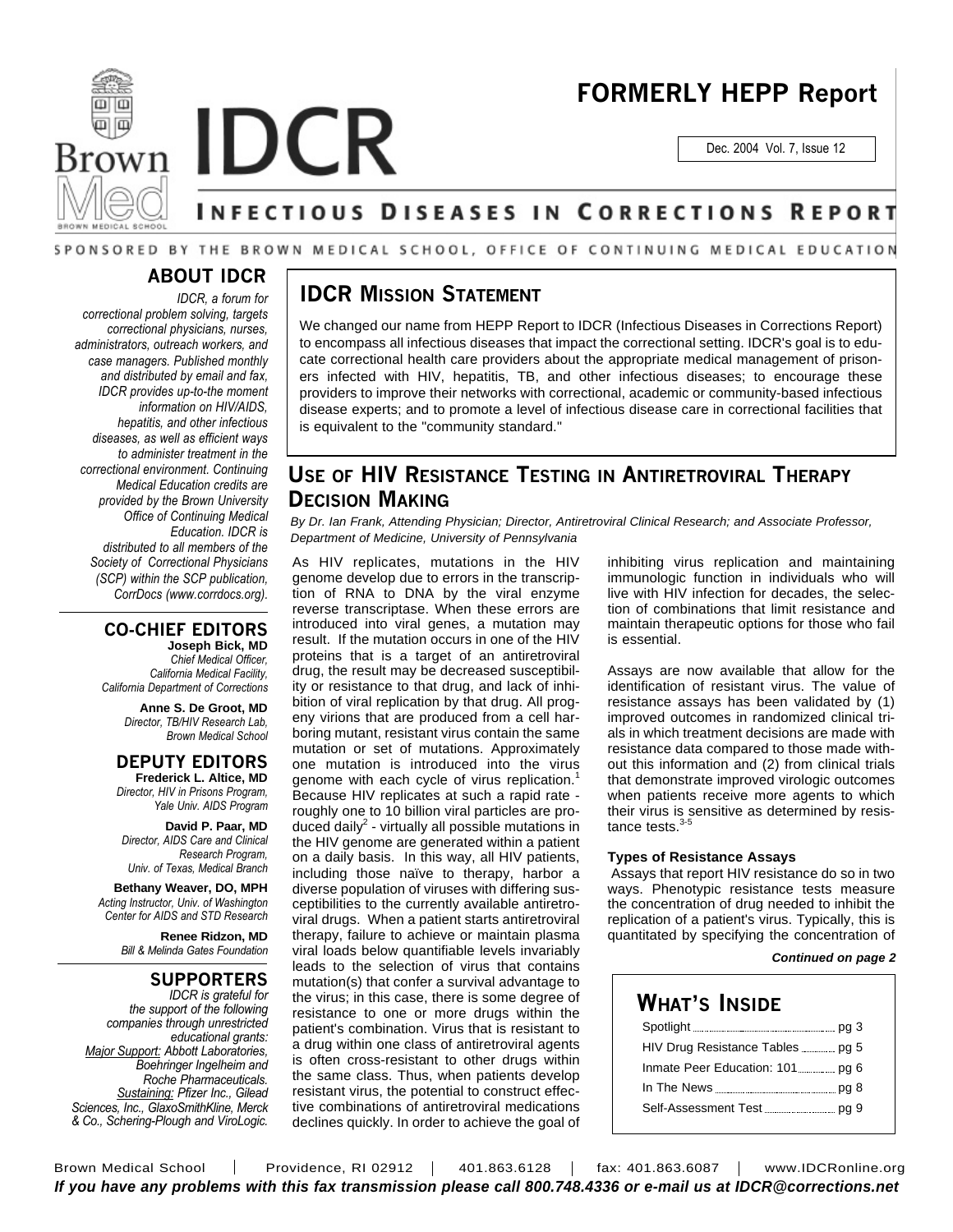# IDCR

## FORMERLY HEPP Report

Dec. 2004 Vol. 7, Issue 12

## INFECTIOUS DISEASES IN CORRECTIONS REPORT

SPONSORED BY THE BROWN MEDICAL SCHOOL, OFFICE OF CONTINUING MEDICAL EDUCATION

### ABOUT IDCR

*IDCR, a forum for correctional problem solving, targets correctional physicians, nurses, administrators, outreach workers, and case managers. Published monthly and distributed by email and fax, IDCR provides up-to-the moment information on HIV/AIDS, hepatitis, and other infectious diseases, as well as efficient ways to administer treatment in the correctional environment. Continuing Medical Education credits are provided by the Brown University Office of Continuing Medical Education. IDCR is distributed to all members of the Society of Correctional Physicians (SCP) within the SCP publication, CorrDocs (www.corrdocs.org).*

### CO-CHIEF EDITORS

**Joseph Bick, MD**
*Chief Medical Officer, California Medical Facility, California Department of Corrections*

**Anne S. De Groot, MD**
*Director, TB/HIV Research Lab, Brown Medical School*

### DEPUTY EDITORS

**Frederick L. Altice, MD**
*Director, HIV in Prisons Program, Yale Univ. AIDS Program*

**David P. Paar, MD**
*Director, AIDS Care and Clinical Research Program, Univ. of Texas, Medical Branch*

**Bethany Weaver, DO, MPH**
*Acting Instructor, Univ. of Washington Center for AIDS and STD Research*

**Renee Ridzon, MD**
*Bill & Melinda Gates Foundation*

### SUPPORTERS

*IDCR is grateful for the support of the following companies through unrestricted educational grants: Major Support: Abbott Laboratories, Boehringer Ingelheim and Roche Pharmaceuticals. Sustaining: Pfizer Inc., Gilead Sciences, Inc., GlaxoSmithKline, Merck & Co., Schering-Plough and ViroLogic.*

## IDCR MISSION STATEMENT

We changed our name from HEPP Report to IDCR (Infectious Diseases in Corrections Report) to encompass all infectious diseases that impact the correctional setting. IDCR's goal is to educate correctional health care providers about the appropriate medical management of prisoners infected with HIV, hepatitis, TB, and other infectious diseases; to encourage these providers to improve their networks with correctional, academic or community-based infectious disease experts; and to promote a level of infectious disease care in correctional facilities that is equivalent to the "community standard."

## USE OF HIV RESISTANCE TESTING IN ANTIRETROVIRAL THERAPY DECISION MAKING

*By Dr. Ian Frank, Attending Physician; Director, Antiretroviral Clinical Research; and Associate Professor, Department of Medicine, University of Pennsylvania*

As HIV replicates, mutations in the HIV genome develop due to errors in the transcription of RNA to DNA by the viral enzyme reverse transcriptase. When these errors are introduced into viral genes, a mutation may result. If the mutation occurs in one of the HIV proteins that is a target of an antiretroviral drug, the result may be decreased susceptibility or resistance to that drug, and lack of inhibition of viral replication by that drug. All progeny virions that are produced from a cell harboring mutant, resistant virus contain the same mutation or set of mutations. Approximately one mutation is introduced into the virus genome with each cycle of virus replication.[1] Because HIV replicates at such a rapid rate - roughly one to 10 billion viral particles are produced daily[2] - virtually all possible mutations in the HIV genome are generated within a patient on a daily basis. In this way, all HIV patients, including those naïve to therapy, harbor a diverse population of viruses with differing susceptibilities to the currently available antiretroviral drugs. When a patient starts antiretroviral therapy, failure to achieve or maintain plasma viral loads below quantifiable levels invariably leads to the selection of virus that contains mutation(s) that confer a survival advantage to the virus; in this case, there is some degree of resistance to one or more drugs within the patient's combination. Virus that is resistant to a drug within one class of antiretroviral agents is often cross-resistant to other drugs within the same class. Thus, when patients develop resistant virus, the potential to construct effective combinations of antiretroviral medications declines quickly. In order to achieve the goal of inhibiting virus replication and maintaining immunologic function in individuals who will live with HIV infection for decades, the selection of combinations that limit resistance and maintain therapeutic options for those who fail is essential.

Assays are now available that allow for the identification of resistant virus. The value of resistance assays has been validated by (1) improved outcomes in randomized clinical trials in which treatment decisions are made with resistance data compared to those made without this information and (2) from clinical trials that demonstrate improved virologic outcomes when patients receive more agents to which their virus is sensitive as determined by resistance tests.[3-5]

**Types of Resistance Assays**

Assays that report HIV resistance do so in two ways. Phenotypic resistance tests measure the concentration of drug needed to inhibit the replication of a patient's virus. Typically, this is quantitated by specifying the concentration of

***Continued on page 2***

## WHAT'S INSIDE

| | |
|---|---|
| Spotlight | pg 3 |
| HIV Drug Resistance Tables | pg 5 |
| Inmate Peer Education: 101 | pg 6 |
| In The News | pg 8 |
| Self-Assessment Test | pg 9 |

Brown Medical School | Providence, RI 02912 | 401.863.6128 | fax: 401.863.6087 | www.IDCRonline.org

***If you have any problems with this fax transmission please call 800.748.4336 or e-mail us at IDCR@corrections.net***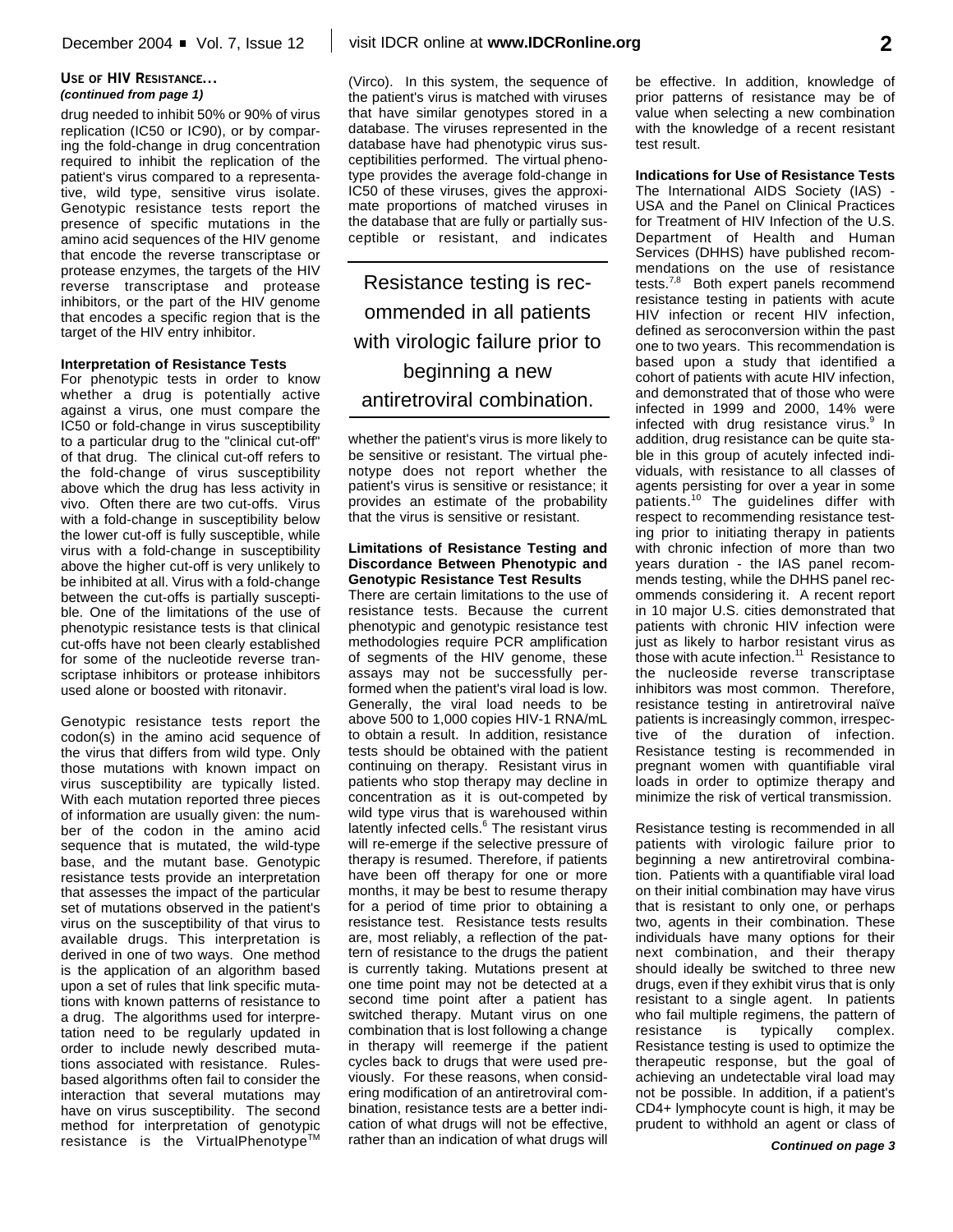**USE OF HIV RESISTANCE...**
***(continued from page 1)***

drug needed to inhibit 50% or 90% of virus replication (IC50 or IC90), or by comparing the fold-change in drug concentration required to inhibit the replication of the patient's virus compared to a representative, wild type, sensitive virus isolate. Genotypic resistance tests report the presence of specific mutations in the amino acid sequences of the HIV genome that encode the reverse transcriptase or protease enzymes, the targets of the HIV reverse transcriptase and protease inhibitors, or the part of the HIV genome that encodes a specific region that is the target of the HIV entry inhibitor.

**Interpretation of Resistance Tests**

For phenotypic tests in order to know whether a drug is potentially active against a virus, one must compare the IC50 or fold-change in virus susceptibility to a particular drug to the "clinical cut-off" of that drug. The clinical cut-off refers to the fold-change of virus susceptibility above which the drug has less activity in vivo. Often there are two cut-offs. Virus with a fold-change in susceptibility below the lower cut-off is fully susceptible, while virus with a fold-change in susceptibility above the higher cut-off is very unlikely to be inhibited at all. Virus with a fold-change between the cut-offs is partially susceptible. One of the limitations of the use of phenotypic resistance tests is that clinical cut-offs have not been clearly established for some of the nucleotide reverse transcriptase inhibitors or protease inhibitors used alone or boosted with ritonavir.

Genotypic resistance tests report the codon(s) in the amino acid sequence of the virus that differs from wild type. Only those mutations with known impact on virus susceptibility are typically listed. With each mutation reported three pieces of information are usually given: the number of the codon in the amino acid sequence that is mutated, the wild-type base, and the mutant base. Genotypic resistance tests provide an interpretation that assesses the impact of the particular set of mutations observed in the patient's virus on the susceptibility of that virus to available drugs. This interpretation is derived in one of two ways. One method is the application of an algorithm based upon a set of rules that link specific mutations with known patterns of resistance to a drug. The algorithms used for interpretation need to be regularly updated in order to include newly described mutations associated with resistance. Rules-based algorithms often fail to consider the interaction that several mutations may have on virus susceptibility. The second method for interpretation of genotypic resistance is the VirtualPhenotype™ (Virco). In this system, the sequence of the patient's virus is matched with viruses that have similar genotypes stored in a database. The viruses represented in the database have had phenotypic virus susceptibilities performed. The virtual phenotype provides the average fold-change in IC50 of these viruses, gives the approximate proportions of matched viruses in the database that are fully or partially susceptible or resistant, and indicates whether the patient's virus is more likely to be sensitive or resistant. The virtual phenotype does not report whether the patient's virus is sensitive or resistance; it provides an estimate of the probability that the virus is sensitive or resistant.

> Resistance testing is recommended in all patients with virologic failure prior to beginning a new antiretroviral combination.

**Limitations of Resistance Testing and Discordance Between Phenotypic and Genotypic Resistance Test Results**

There are certain limitations to the use of resistance tests. Because the current phenotypic and genotypic resistance test methodologies require PCR amplification of segments of the HIV genome, these assays may not be successfully performed when the patient's viral load is low. Generally, the viral load needs to be above 500 to 1,000 copies HIV-1 RNA/mL to obtain a result. In addition, resistance tests should be obtained with the patient continuing on therapy. Resistant virus in patients who stop therapy may decline in concentration as it is out-competed by wild type virus that is warehoused within latently infected cells.[6] The resistant virus will re-emerge if the selective pressure of therapy is resumed. Therefore, if patients have been off therapy for one or more months, it may be best to resume therapy for a period of time prior to obtaining a resistance test. Resistance tests results are, most reliably, a reflection of the pattern of resistance to the drugs the patient is currently taking. Mutations present at one time point may not be detected at a second time point after a patient has switched therapy. Mutant virus on one combination that is lost following a change in therapy will reemerge if the patient cycles back to drugs that were used previously. For these reasons, when considering modification of an antiretroviral combination, resistance tests are a better indication of what drugs will not be effective, rather than an indication of what drugs will be effective. In addition, knowledge of prior patterns of resistance may be of value when selecting a new combination with the knowledge of a recent resistant test result.

**Indications for Use of Resistance Tests**

The International AIDS Society (IAS) - USA and the Panel on Clinical Practices for Treatment of HIV Infection of the U.S. Department of Health and Human Services (DHHS) have published recommendations on the use of resistance tests.[7,8] Both expert panels recommend resistance testing in patients with acute HIV infection or recent HIV infection, defined as seroconversion within the past one to two years. This recommendation is based upon a study that identified a cohort of patients with acute HIV infection, and demonstrated that of those who were infected in 1999 and 2000, 14% were infected with drug resistance virus.[9] In addition, drug resistance can be quite stable in this group of acutely infected individuals, with resistance to all classes of agents persisting for over a year in some patients.[10] The guidelines differ with respect to recommending resistance testing prior to initiating therapy in patients with chronic infection of more than two years duration - the IAS panel recommends testing, while the DHHS panel recommends considering it. A recent report in 10 major U.S. cities demonstrated that patients with chronic HIV infection were just as likely to harbor resistant virus as those with acute infection.[11] Resistance to the nucleoside reverse transcriptase inhibitors was most common. Therefore, resistance testing in antiretroviral naïve patients is increasingly common, irrespective of the duration of infection. Resistance testing is recommended in pregnant women with quantifiable viral loads in order to optimize therapy and minimize the risk of vertical transmission.

Resistance testing is recommended in all patients with virologic failure prior to beginning a new antiretroviral combination. Patients with a quantifiable viral load on their initial combination may have virus that is resistant to only one, or perhaps two, agents in their combination. These individuals have many options for their next combination, and their therapy should ideally be switched to three new drugs, even if they exhibit virus that is only resistant to a single agent. In patients who fail multiple regimens, the pattern of resistance is typically complex. Resistance testing is used to optimize the therapeutic response, but the goal of achieving an undetectable viral load may not be possible. In addition, if a patient's CD4+ lymphocyte count is high, it may be prudent to withhold an agent or class of

***Continued on page 3***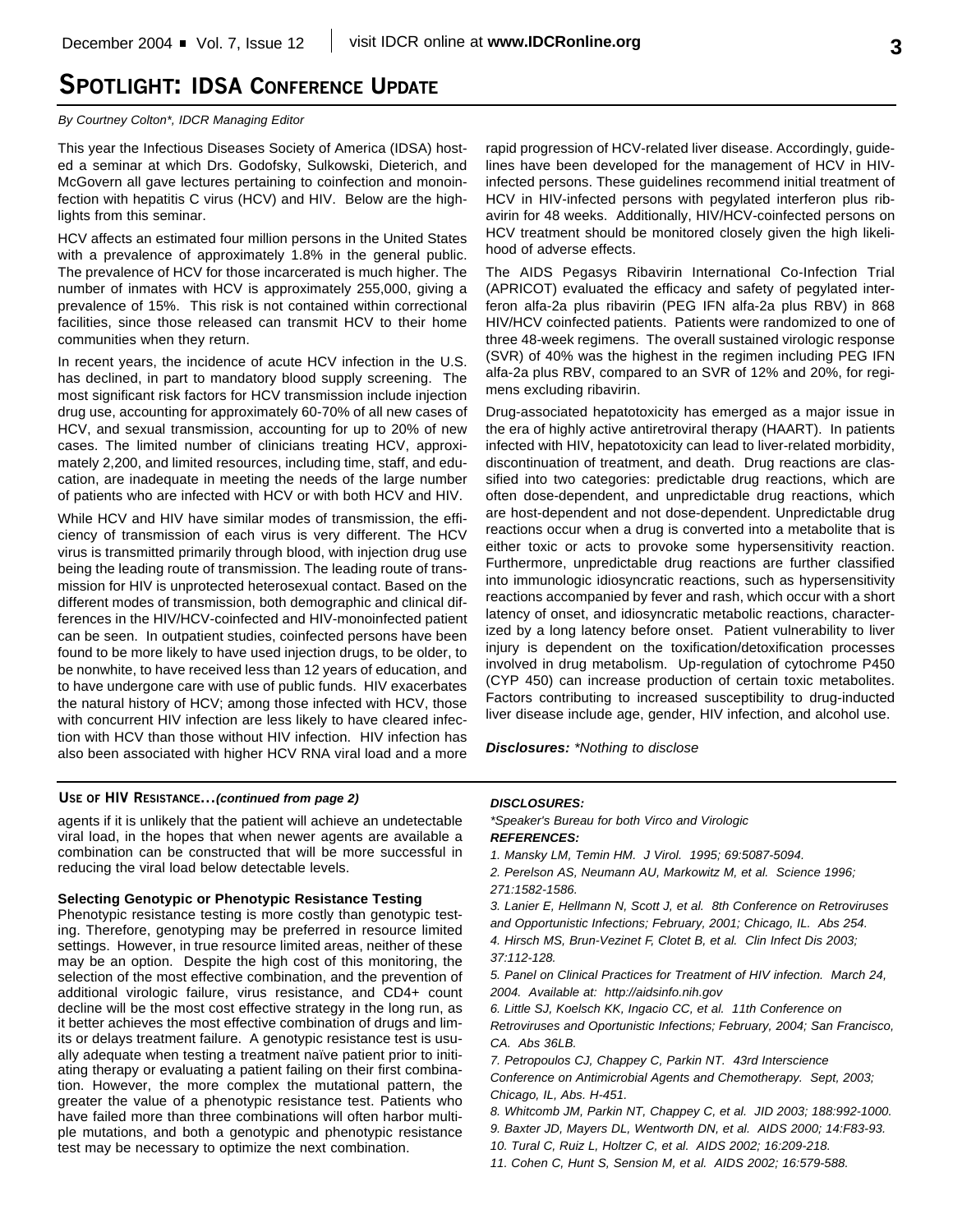# Spotlight: IDSA Conference Update

*By Courtney Colton*, IDCR Managing Editor*

This year the Infectious Diseases Society of America (IDSA) hosted a seminar at which Drs. Godofsky, Sulkowski, Dieterich, and McGovern all gave lectures pertaining to coinfection and monoinfection with hepatitis C virus (HCV) and HIV. Below are the highlights from this seminar.

HCV affects an estimated four million persons in the United States with a prevalence of approximately 1.8% in the general public. The prevalence of HCV for those incarcerated is much higher. The number of inmates with HCV is approximately 255,000, giving a prevalence of 15%. This risk is not contained within correctional facilities, since those released can transmit HCV to their home communities when they return.

In recent years, the incidence of acute HCV infection in the U.S. has declined, in part to mandatory blood supply screening. The most significant risk factors for HCV transmission include injection drug use, accounting for approximately 60-70% of all new cases of HCV, and sexual transmission, accounting for up to 20% of new cases. The limited number of clinicians treating HCV, approximately 2,200, and limited resources, including time, staff, and education, are inadequate in meeting the needs of the large number of patients who are infected with HCV or with both HCV and HIV.

While HCV and HIV have similar modes of transmission, the efficiency of transmission of each virus is very different. The HCV virus is transmitted primarily through blood, with injection drug use being the leading route of transmission. The leading route of transmission for HIV is unprotected heterosexual contact. Based on the different modes of transmission, both demographic and clinical differences in the HIV/HCV-coinfected and HIV-monoinfected patient can be seen. In outpatient studies, coinfected persons have been found to be more likely to have used injection drugs, to be older, to be nonwhite, to have received less than 12 years of education, and to have undergone care with use of public funds. HIV exacerbates the natural history of HCV; among those infected with HCV, those with concurrent HIV infection are less likely to have cleared infection with HCV than those without HIV infection. HIV infection has also been associated with higher HCV RNA viral load and a more rapid progression of HCV-related liver disease. Accordingly, guidelines have been developed for the management of HCV in HIV-infected persons. These guidelines recommend initial treatment of HCV in HIV-infected persons with pegylated interferon plus ribavirin for 48 weeks. Additionally, HIV/HCV-coinfected persons on HCV treatment should be monitored closely given the high likelihood of adverse effects.

The AIDS Pegasys Ribavirin International Co-Infection Trial (APRICOT) evaluated the efficacy and safety of pegylated interferon alfa-2a plus ribavirin (PEG IFN alfa-2a plus RBV) in 868 HIV/HCV coinfected patients. Patients were randomized to one of three 48-week regimens. The overall sustained virologic response (SVR) of 40% was the highest in the regimen including PEG IFN alfa-2a plus RBV, compared to an SVR of 12% and 20%, for regimens excluding ribavirin.

Drug-associated hepatotoxicity has emerged as a major issue in the era of highly active antiretroviral therapy (HAART). In patients infected with HIV, hepatotoxicity can lead to liver-related morbidity, discontinuation of treatment, and death. Drug reactions are classified into two categories: predictable drug reactions, which are often dose-dependent, and unpredictable drug reactions, which are host-dependent and not dose-dependent. Unpredictable drug reactions occur when a drug is converted into a metabolite that is either toxic or acts to provoke some hypersensitivity reaction. Furthermore, unpredictable drug reactions are further classified into immunologic idiosyncratic reactions, such as hypersensitivity reactions accompanied by fever and rash, which occur with a short latency of onset, and idiosyncratic metabolic reactions, characterized by a long latency before onset. Patient vulnerability to liver injury is dependent on the toxification/detoxification processes involved in drug metabolism. Up-regulation of cytochrome P450 (CYP 450) can increase production of certain toxic metabolites. Factors contributing to increased susceptibility to drug-inducted liver disease include age, gender, HIV infection, and alcohol use.

***Disclosures:*** *\*Nothing to disclose*

---

## Use of HIV Resistance... *(continued from page 2)*

agents if it is unlikely that the patient will achieve an undetectable viral load, in the hopes that when newer agents are available a combination can be constructed that will be more successful in reducing the viral load below detectable levels.

**Selecting Genotypic or Phenotypic Resistance Testing**

Phenotypic resistance testing is more costly than genotypic testing. Therefore, genotyping may be preferred in resource limited settings. However, in true resource limited areas, neither of these may be an option. Despite the high cost of this monitoring, the selection of the most effective combination, and the prevention of additional virologic failure, virus resistance, and CD4+ count decline will be the most cost effective strategy in the long run, as it better achieves the most effective combination of drugs and limits or delays treatment failure. A genotypic resistance test is usually adequate when testing a treatment naïve patient prior to initiating therapy or evaluating a patient failing on their first combination. However, the more complex the mutational pattern, the greater the value of a phenotypic resistance test. Patients who have failed more than three combinations will often harbor multiple mutations, and both a genotypic and phenotypic resistance test may be necessary to optimize the next combination.

***DISCLOSURES:***

*\*Speaker's Bureau for both Virco and Virologic*

***REFERENCES:***

1. *Mansky LM, Temin HM. J Virol. 1995; 69:5087-5094.*
2. *Perelson AS, Neumann AU, Markowitz M, et al. Science 1996; 271:1582-1586.*
3. *Lanier E, Hellmann N, Scott J, et al. 8th Conference on Retroviruses and Opportunistic Infections; February, 2001; Chicago, IL. Abs 254.*
4. *Hirsch MS, Brun-Vezinet F, Clotet B, et al. Clin Infect Dis 2003; 37:112-128.*
5. *Panel on Clinical Practices for Treatment of HIV infection. March 24, 2004. Available at: http://aidsinfo.nih.gov*
6. *Little SJ, Koelsch KK, Ingacio CC, et al. 11th Conference on Retroviruses and Oportunistic Infections; February, 2004; San Francisco, CA. Abs 36LB.*
7. *Petropoulos CJ, Chappey C, Parkin NT. 43rd Interscience Conference on Antimicrobial Agents and Chemotherapy. Sept, 2003; Chicago, IL, Abs. H-451.*
8. *Whitcomb JM, Parkin NT, Chappey C, et al. JID 2003; 188:992-1000.*
9. *Baxter JD, Mayers DL, Wentworth DN, et al. AIDS 2000; 14:F83-93.*
10. *Tural C, Ruiz L, Holtzer C, et al. AIDS 2002; 16:209-218.*
11. *Cohen C, Hunt S, Sension M, et al. AIDS 2002; 16:579-588.*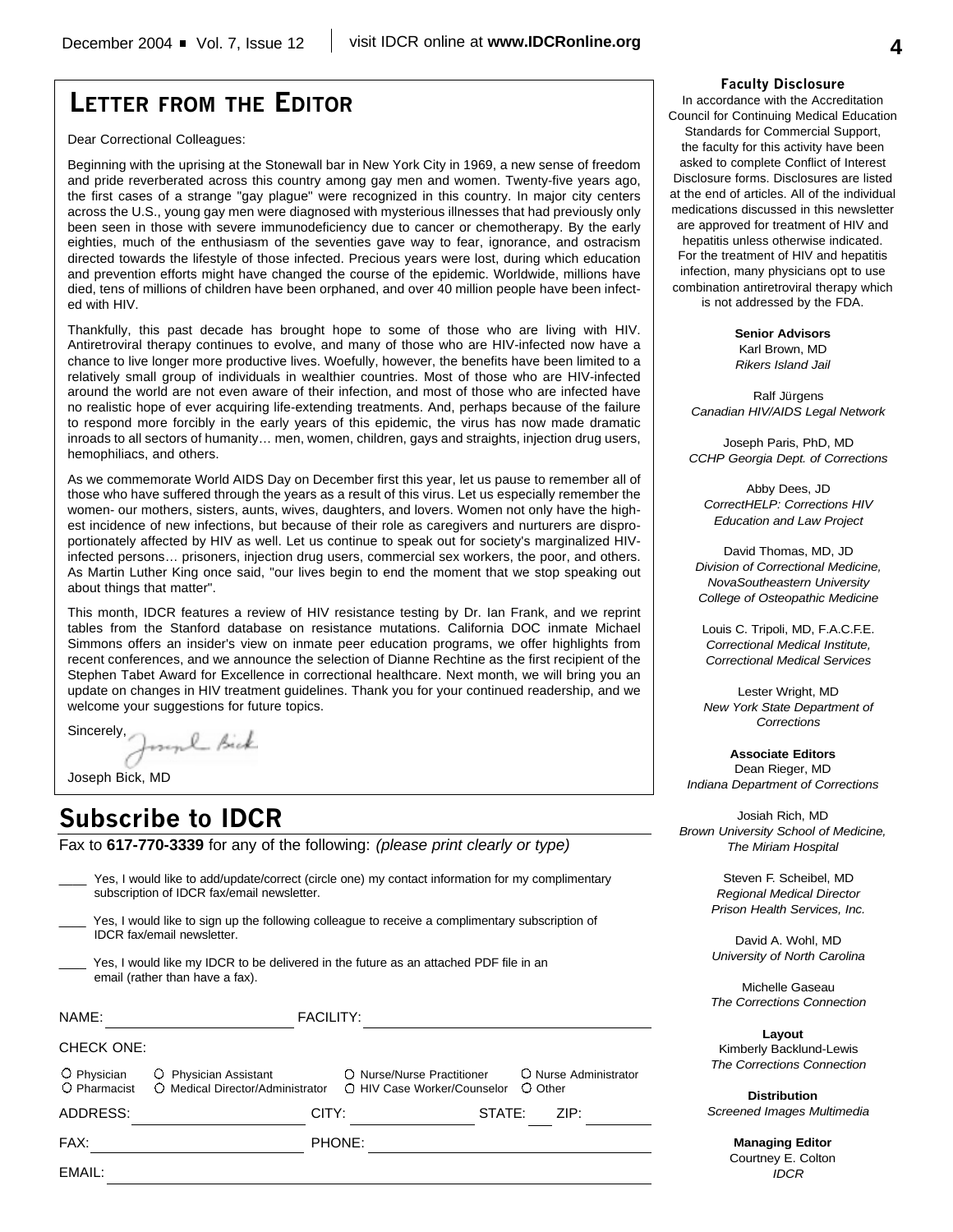## LETTER FROM THE EDITOR

Dear Correctional Colleagues:

Beginning with the uprising at the Stonewall bar in New York City in 1969, a new sense of freedom and pride reverberated across this country among gay men and women. Twenty-five years ago, the first cases of a strange "gay plague" were recognized in this country. In major city centers across the U.S., young gay men were diagnosed with mysterious illnesses that had previously only been seen in those with severe immunodeficiency due to cancer or chemotherapy. By the early eighties, much of the enthusiasm of the seventies gave way to fear, ignorance, and ostracism directed towards the lifestyle of those infected. Precious years were lost, during which education and prevention efforts might have changed the course of the epidemic. Worldwide, millions have died, tens of millions of children have been orphaned, and over 40 million people have been infected with HIV.

Thankfully, this past decade has brought hope to some of those who are living with HIV. Antiretroviral therapy continues to evolve, and many of those who are HIV-infected now have a chance to live longer more productive lives. Woefully, however, the benefits have been limited to a relatively small group of individuals in wealthier countries. Most of those who are HIV-infected around the world are not even aware of their infection, and most of those who are infected have no realistic hope of ever acquiring life-extending treatments. And, perhaps because of the failure to respond more forcibly in the early years of this epidemic, the virus has now made dramatic inroads to all sectors of humanity… men, women, children, gays and straights, injection drug users, hemophiliacs, and others.

As we commemorate World AIDS Day on December first this year, let us pause to remember all of those who have suffered through the years as a result of this virus. Let us especially remember the women- our mothers, sisters, aunts, wives, daughters, and lovers. Women not only have the highest incidence of new infections, but because of their role as caregivers and nurturers are disproportionately affected by HIV as well. Let us continue to speak out for society's marginalized HIV-infected persons… prisoners, injection drug users, commercial sex workers, the poor, and others. As Martin Luther King once said, "our lives begin to end the moment that we stop speaking out about things that matter".

This month, IDCR features a review of HIV resistance testing by Dr. Ian Frank, and we reprint tables from the Stanford database on resistance mutations. California DOC inmate Michael Simmons offers an insider's view on inmate peer education programs, we offer highlights from recent conferences, and we announce the selection of Dianne Rechtine as the first recipient of the Stephen Tabet Award for Excellence in correctional healthcare. Next month, we will bring you an update on changes in HIV treatment guidelines. Thank you for your continued readership, and we welcome your suggestions for future topics.

Sincerely,

Joseph Bick, MD

## Subscribe to IDCR

Fax to **617-770-3339** for any of the following: *(please print clearly or type)*

____ Yes, I would like to add/update/correct (circle one) my contact information for my complimentary subscription of IDCR fax/email newsletter.

____ Yes, I would like to sign up the following colleague to receive a complimentary subscription of IDCR fax/email newsletter.

____ Yes, I would like my IDCR to be delivered in the future as an attached PDF file in an email (rather than have a fax).

NAME: ____________________ FACILITY: ____________________

CHECK ONE:

○ Physician ○ Physician Assistant ○ Nurse/Nurse Practitioner ○ Nurse Administrator
○ Pharmacist ○ Medical Director/Administrator ○ HIV Case Worker/Counselor ○ Other

ADDRESS: ____________________ CITY: ____________ STATE: ___ ZIP: ________

FAX: ____________________ PHONE: ____________________

EMAIL: ________________________________________

### Faculty Disclosure

In accordance with the Accreditation Council for Continuing Medical Education Standards for Commercial Support, the faculty for this activity have been asked to complete Conflict of Interest Disclosure forms. Disclosures are listed at the end of articles. All of the individual medications discussed in this newsletter are approved for treatment of HIV and hepatitis unless otherwise indicated. For the treatment of HIV and hepatitis infection, many physicians opt to use combination antiretroviral therapy which is not addressed by the FDA.

**Senior Advisors**

Karl Brown, MD
*Rikers Island Jail*

Ralf Jürgens
*Canadian HIV/AIDS Legal Network*

Joseph Paris, PhD, MD
*CCHP Georgia Dept. of Corrections*

Abby Dees, JD
*CorrectHELP: Corrections HIV Education and Law Project*

David Thomas, MD, JD
*Division of Correctional Medicine, NovaSoutheastern University College of Osteopathic Medicine*

Louis C. Tripoli, MD, F.A.C.F.E.
*Correctional Medical Institute, Correctional Medical Services*

Lester Wright, MD
*New York State Department of Corrections*

**Associate Editors**

Dean Rieger, MD
*Indiana Department of Corrections*

Josiah Rich, MD
*Brown University School of Medicine, The Miriam Hospital*

Steven F. Scheibel, MD
*Regional Medical Director Prison Health Services, Inc.*

David A. Wohl, MD
*University of North Carolina*

Michelle Gaseau
*The Corrections Connection*

**Layout**

Kimberly Backlund-Lewis
*The Corrections Connection*

**Distribution**

*Screened Images Multimedia*

**Managing Editor**

Courtney E. Colton
*IDCR*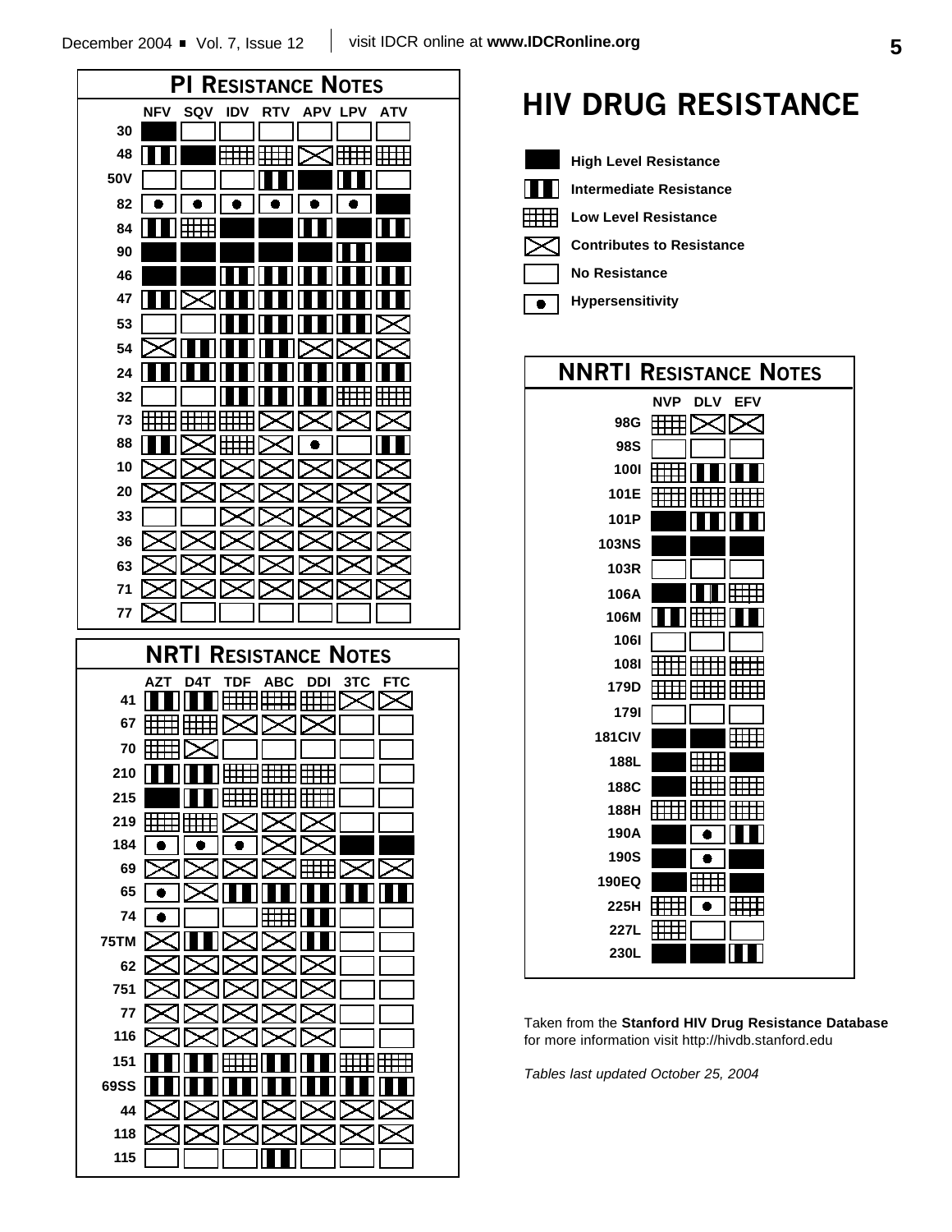# HIV DRUG RESISTANCE

Legend:

- High Level Resistance
- Intermediate Resistance
- Low Level Resistance
- Contributes to Resistance
- No Resistance
- Hypersensitivity

## PI Resistance Notes

| | NFV | SQV | IDV | RTV | APV | LPV | ATV |
|---|---|---|---|---|---|---|---|
| 30 | High | No | No | No | No | No | No |
| 48 | Intermediate | High | Low | Low | Contributes | Low | Low |
| 50V | No | No | No | Intermediate | High | Intermediate | No |
| 82 | Hypersensitivity | Hypersensitivity | Hypersensitivity | Hypersensitivity | Hypersensitivity | Hypersensitivity | High |
| 84 | Intermediate | Low | High | High | Intermediate | High | Intermediate |
| 90 | High | High | High | High | High | Intermediate | High |
| 46 | High | High | Intermediate | Intermediate | Intermediate | Intermediate | Intermediate |
| 47 | Intermediate | Contributes | Intermediate | Intermediate | Intermediate | Intermediate | Intermediate |
| 53 | No | No | Intermediate | Intermediate | Intermediate | Intermediate | Contributes |
| 54 | Contributes | Intermediate | Intermediate | Intermediate | Contributes | Contributes | Contributes |
| 24 | Intermediate | Intermediate | Intermediate | Intermediate | Intermediate | Intermediate | Intermediate |
| 32 | No | No | Intermediate | Intermediate | Intermediate | Low | Low |
| 73 | Low | Low | Low | Contributes | Contributes | Contributes | Contributes |
| 88 | Intermediate | Contributes | Low | Contributes | Hypersensitivity | No | Intermediate |
| 10 | Contributes | Contributes | Contributes | Contributes | Contributes | Contributes | Contributes |
| 20 | Contributes | Contributes | Contributes | Contributes | Contributes | Contributes | Contributes |
| 33 | No | No | Contributes | Contributes | Contributes | Contributes | Contributes |
| 36 | Contributes | Contributes | Contributes | Contributes | Contributes | Contributes | Contributes |
| 63 | Contributes | Contributes | Contributes | Contributes | Contributes | Contributes | Contributes |
| 71 | Contributes | Contributes | Contributes | Contributes | Contributes | Contributes | Contributes |
| 77 | Contributes | No | No | No | No | No | No |

## NRTI Resistance Notes

| | AZT | D4T | TDF | ABC | DDI | 3TC | FTC |
|---|---|---|---|---|---|---|---|
| 41 | Intermediate | Intermediate | Low | Low | Low | Contributes | Contributes |
| 67 | Low | Low | Contributes | Contributes | Contributes | No | No |
| 70 | Low | Contributes | No | No | No | No | No |
| 210 | Intermediate | Intermediate | Low | Low | Low | No | No |
| 215 | High | Intermediate | Low | Low | Low | No | No |
| 219 | Low | Low | Contributes | Contributes | Contributes | No | No |
| 184 | Hypersensitivity | Hypersensitivity | Hypersensitivity | Contributes | Contributes | High | High |
| 69 | Contributes | Contributes | Contributes | Contributes | Low | Contributes | Contributes |
| 65 | Hypersensitivity | Contributes | Intermediate | Intermediate | Intermediate | Intermediate | Intermediate |
| 74 | Hypersensitivity | No | No | Low | Intermediate | No | No |
| 75TM | Contributes | Intermediate | Contributes | Contributes | Intermediate | No | No |
| 62 | Contributes | Contributes | Contributes | Contributes | Contributes | No | No |
| 751 | Contributes | Contributes | Contributes | Contributes | Contributes | No | No |
| 77 | Contributes | Contributes | Contributes | Contributes | Contributes | No | No |
| 116 | Contributes | Contributes | Contributes | Contributes | Contributes | No | No |
| 151 | Intermediate | Intermediate | Low | Intermediate | Intermediate | Low | Low |
| 69SS | Intermediate | Intermediate | Intermediate | Intermediate | Intermediate | Intermediate | Intermediate |
| 44 | Contributes | Contributes | Contributes | Contributes | Contributes | Contributes | Contributes |
| 118 | Contributes | Contributes | Contributes | Contributes | Contributes | Contributes | Contributes |
| 115 | No | No | No | Intermediate | No | No | No |

## NNRTI Resistance Notes

| | NVP | DLV | EFV |
|---|---|---|---|
| 98G | Low | Contributes | Contributes |
| 98S | No | No | No |
| 100I | Low | Intermediate | Intermediate |
| 101E | Low | Low | Low |
| 101P | High | Intermediate | Intermediate |
| 103NS | High | High | High |
| 103R | No | No | No |
| 106A | High | Intermediate | Low |
| 106M | Intermediate | Low | Intermediate |
| 106I | No | No | No |
| 108I | Low | Low | Low |
| 179D | Low | Low | Low |
| 179I | No | No | No |
| 181CIV | High | High | Low |
| 188L | High | Low | High |
| 188C | High | Low | Low |
| 188H | Low | Low | Low |
| 190A | High | Hypersensitivity | Intermediate |
| 190S | High | Hypersensitivity | High |
| 190EQ | High | Low | High |
| 225H | Low | Hypersensitivity | Low |
| 227L | Low | No | No |
| 230L | High | High | Intermediate |

Taken from the **Stanford HIV Drug Resistance Database** for more information visit http://hivdb.stanford.edu

*Tables last updated October 25, 2004*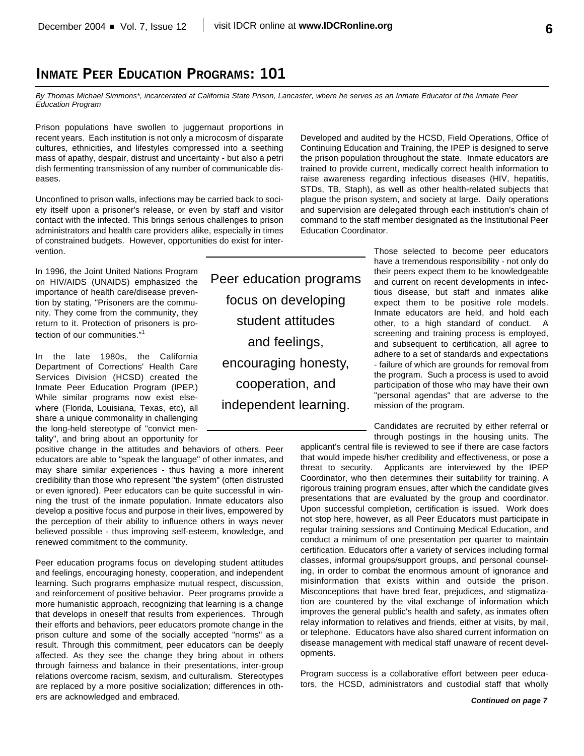# Inmate Peer Education Programs: 101

*By Thomas Michael Simmons\*, incarcerated at California State Prison, Lancaster, where he serves as an Inmate Educator of the Inmate Peer Education Program*

Prison populations have swollen to juggernaut proportions in recent years. Each institution is not only a microcosm of disparate cultures, ethnicities, and lifestyles compressed into a seething mass of apathy, despair, distrust and uncertainty - but also a petri dish fermenting transmission of any number of communicable diseases.

Unconfined to prison walls, infections may be carried back to society itself upon a prisoner's release, or even by staff and visitor contact with the infected. This brings serious challenges to prison administrators and health care providers alike, especially in times of constrained budgets. However, opportunities do exist for intervention.

In 1996, the Joint United Nations Program on HIV/AIDS (UNAIDS) emphasized the importance of health care/disease prevention by stating, "Prisoners are the community. They come from the community, they return to it. Protection of prisoners is protection of our communities."[1]

In the late 1980s, the California Department of Corrections' Health Care Services Division (HCSD) created the Inmate Peer Education Program (IPEP.) While similar programs now exist elsewhere (Florida, Louisiana, Texas, etc), all share a unique commonality in challenging the long-held stereotype of "convict mentality", and bring about an opportunity for positive change in the attitudes and behaviors of others. Peer educators are able to "speak the language" of other inmates, and may share similar experiences - thus having a more inherent credibility than those who represent "the system" (often distrusted or even ignored). Peer educators can be quite successful in winning the trust of the inmate population. Inmate educators also develop a positive focus and purpose in their lives, empowered by the perception of their ability to influence others in ways never believed possible - thus improving self-esteem, knowledge, and renewed commitment to the community.

Peer education programs focus on developing student attitudes and feelings, encouraging honesty, cooperation, and independent learning. Such programs emphasize mutual respect, discussion, and reinforcement of positive behavior. Peer programs provide a more humanistic approach, recognizing that learning is a change that develops in oneself that results from experiences. Through their efforts and behaviors, peer educators promote change in the prison culture and some of the socially accepted "norms" as a result. Through this commitment, peer educators can be deeply affected. As they see the change they bring about in others through fairness and balance in their presentations, inter-group relations overcome racism, sexism, and culturalism. Stereotypes are replaced by a more positive socialization; differences in others are acknowledged and embraced.

> Peer education programs focus on developing student attitudes and feelings, encouraging honesty, cooperation, and independent learning.

Developed and audited by the HCSD, Field Operations, Office of Continuing Education and Training, the IPEP is designed to serve the prison population throughout the state. Inmate educators are trained to provide current, medically correct health information to raise awareness regarding infectious diseases (HIV, hepatitis, STDs, TB, Staph), as well as other health-related subjects that plague the prison system, and society at large. Daily operations and supervision are delegated through each institution's chain of command to the staff member designated as the Institutional Peer Education Coordinator.

Those selected to become peer educators have a tremendous responsibility - not only do their peers expect them to be knowledgeable and current on recent developments in infectious disease, but staff and inmates alike expect them to be positive role models. Inmate educators are held, and hold each other, to a high standard of conduct. A screening and training process is employed, and subsequent to certification, all agree to adhere to a set of standards and expectations - failure of which are grounds for removal from the program. Such a process is used to avoid participation of those who may have their own "personal agendas" that are adverse to the mission of the program.

Candidates are recruited by either referral or through postings in the housing units. The applicant's central file is reviewed to see if there are case factors that would impede his/her credibility and effectiveness, or pose a threat to security. Applicants are interviewed by the IPEP Coordinator, who then determines their suitability for training. A rigorous training program ensues, after which the candidate gives presentations that are evaluated by the group and coordinator. Upon successful completion, certification is issued. Work does not stop here, however, as all Peer Educators must participate in regular training sessions and Continuing Medical Education, and conduct a minimum of one presentation per quarter to maintain certification. Educators offer a variety of services including formal classes, informal groups/support groups, and personal counseling, in order to combat the enormous amount of ignorance and misinformation that exists within and outside the prison. Misconceptions that have bred fear, prejudices, and stigmatization are countered by the vital exchange of information which improves the general public's health and safety, as inmates often relay information to relatives and friends, either at visits, by mail, or telephone. Educators have also shared current information on disease management with medical staff unaware of recent developments.

Program success is a collaborative effort between peer educators, the HCSD, administrators and custodial staff that wholly

***Continued on page 7***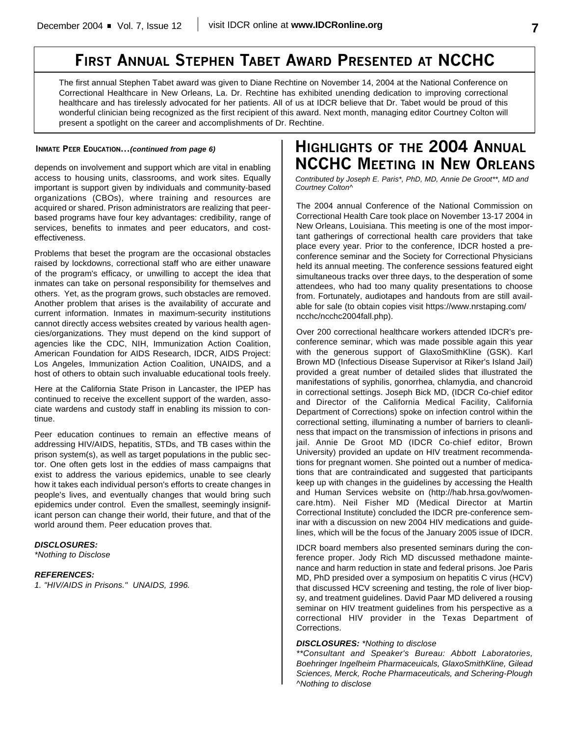# First Annual Stephen Tabet Award Presented at NCCHC

The first annual Stephen Tabet award was given to Diane Rechtine on November 14, 2004 at the National Conference on Correctional Healthcare in New Orleans, La. Dr. Rechtine has exhibited unending dedication to improving correctional healthcare and has tirelessly advocated for her patients. All of us at IDCR believe that Dr. Tabet would be proud of this wonderful clinician being recognized as the first recipient of this award. Next month, managing editor Courtney Colton will present a spotlight on the career and accomplishments of Dr. Rechtine.

**Inmate Peer Education...*(continued from page 6)***

depends on involvement and support which are vital in enabling access to housing units, classrooms, and work sites. Equally important is support given by individuals and community-based organizations (CBOs), where training and resources are acquired or shared. Prison administrators are realizing that peer-based programs have four key advantages: credibility, range of services, benefits to inmates and peer educators, and cost-effectiveness.

Problems that beset the program are the occasional obstacles raised by lockdowns, correctional staff who are either unaware of the program's efficacy, or unwilling to accept the idea that inmates can take on personal responsibility for themselves and others. Yet, as the program grows, such obstacles are removed. Another problem that arises is the availability of accurate and current information. Inmates in maximum-security institutions cannot directly access websites created by various health agencies/organizations. They must depend on the kind support of agencies like the CDC, NIH, Immunization Action Coalition, American Foundation for AIDS Research, IDCR, AIDS Project: Los Angeles, Immunization Action Coalition, UNAIDS, and a host of others to obtain such invaluable educational tools freely.

Here at the California State Prison in Lancaster, the IPEP has continued to receive the excellent support of the warden, associate wardens and custody staff in enabling its mission to continue.

Peer education continues to remain an effective means of addressing HIV/AIDS, hepatitis, STDs, and TB cases within the prison system(s), as well as target populations in the public sector. One often gets lost in the eddies of mass campaigns that exist to address the various epidemics, unable to see clearly how it takes each individual person's efforts to create changes in people's lives, and eventually changes that would bring such epidemics under control. Even the smallest, seemingly insignificant person can change their world, their future, and that of the world around them. Peer education proves that.

***DISCLOSURES:***
*\*Nothing to Disclose*

***REFERENCES:***
*1. "HIV/AIDS in Prisons." UNAIDS, 1996.*

# Highlights of the 2004 Annual NCCHC Meeting in New Orleans

*Contributed by Joseph E. Paris\*, PhD, MD, Annie De Groot\*\*, MD and Courtney Colton^*

The 2004 annual Conference of the National Commission on Correctional Health Care took place on November 13-17 2004 in New Orleans, Louisiana. This meeting is one of the most important gatherings of correctional health care providers that take place every year. Prior to the conference, IDCR hosted a pre-conference seminar and the Society for Correctional Physicians held its annual meeting. The conference sessions featured eight simultaneous tracks over three days, to the desperation of some attendees, who had too many quality presentations to choose from. Fortunately, audiotapes and handouts from are still available for sale (to obtain copies visit https://www.nrstaping.com/ncchc/ncchc2004fall.php).

Over 200 correctional healthcare workers attended IDCR's pre-conference seminar, which was made possible again this year with the generous support of GlaxoSmithKline (GSK). Karl Brown MD (Infectious Disease Supervisor at Riker's Island Jail) provided a great number of detailed slides that illustrated the manifestations of syphilis, gonorrhea, chlamydia, and chancroid in correctional settings. Joseph Bick MD, (IDCR Co-chief editor and Director of the California Medical Facility, California Department of Corrections) spoke on infection control within the correctional setting, illuminating a number of barriers to cleanliness that impact on the transmission of infections in prisons and jail. Annie De Groot MD (IDCR Co-chief editor, Brown University) provided an update on HIV treatment recommendations for pregnant women. She pointed out a number of medications that are contraindicated and suggested that participants keep up with changes in the guidelines by accessing the Health and Human Services website on (http://hab.hrsa.gov/womencare.htm). Neil Fisher MD (Medical Director at Martin Correctional Institute) concluded the IDCR pre-conference seminar with a discussion on new 2004 HIV medications and guidelines, which will be the focus of the January 2005 issue of IDCR.

IDCR board members also presented seminars during the conference proper. Jody Rich MD discussed methadone maintenance and harm reduction in state and federal prisons. Joe Paris MD, PhD presided over a symposium on hepatitis C virus (HCV) that discussed HCV screening and testing, the role of liver biopsy, and treatment guidelines. David Paar MD delivered a rousing seminar on HIV treatment guidelines from his perspective as a correctional HIV provider in the Texas Department of Corrections.

***DISCLOSURES:*** *\*Nothing to disclose*
*\*\*Consultant and Speaker's Bureau: Abbott Laboratories, Boehringer Ingelheim Pharmaceuicals, GlaxoSmithKline, Gilead Sciences, Merck, Roche Pharmaceuticals, and Schering-Plough*
*^Nothing to disclose*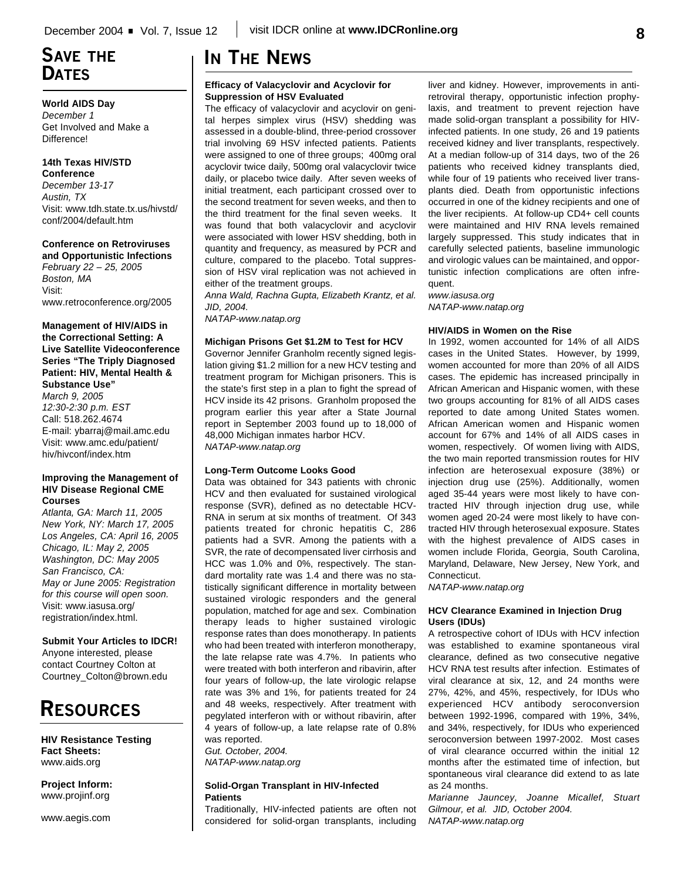## SAVE THE DATES

**World AIDS Day**
*December 1*
Get Involved and Make a Difference!

**14th Texas HIV/STD Conference**
*December 13-17*
*Austin, TX*
Visit: www.tdh.state.tx.us/hivstd/conf/2004/default.htm

**Conference on Retroviruses and Opportunistic Infections**
*February 22 – 25, 2005*
*Boston, MA*
Visit: www.retroconference.org/2005

**Management of HIV/AIDS in the Correctional Setting: A Live Satellite Videoconference Series "The Triply Diagnosed Patient: HIV, Mental Health & Substance Use"**
*March 9, 2005*
*12:30-2:30 p.m. EST*
Call: 518.262.4674
E-mail: ybarraj@mail.amc.edu
Visit: www.amc.edu/patient/hiv/hivconf/index.htm

**Improving the Management of HIV Disease Regional CME Courses**
*Atlanta, GA: March 11, 2005*
*New York, NY: March 17, 2005*
*Los Angeles, CA: April 16, 2005*
*Chicago, IL: May 2, 2005*
*Washington, DC: May 2005*
*San Francisco, CA:*
*May or June 2005: Registration for this course will open soon.*
Visit: www.iasusa.org/registration/index.html.

**Submit Your Articles to IDCR!**
Anyone interested, please contact Courtney Colton at Courtney_Colton@brown.edu

## RESOURCES

**HIV Resistance Testing Fact Sheets:**
www.aids.org

**Project Inform:**
www.projinf.org

www.aegis.com

## IN THE NEWS

### Efficacy of Valacyclovir and Acyclovir for Suppression of HSV Evaluated

The efficacy of valacyclovir and acyclovir on genital herpes simplex virus (HSV) shedding was assessed in a double-blind, three-period crossover trial involving 69 HSV infected patients. Patients were assigned to one of three groups; 400mg oral acyclovir twice daily, 500mg oral valacyclovir twice daily, or placebo twice daily. After seven weeks of initial treatment, each participant crossed over to the second treatment for seven weeks, and then to the third treatment for the final seven weeks. It was found that both valacyclovir and acyclovir were associated with lower HSV shedding, both in quantity and frequency, as measured by PCR and culture, compared to the placebo. Total suppression of HSV viral replication was not achieved in either of the treatment groups.

*Anna Wald, Rachna Gupta, Elizabeth Krantz, et al. JID, 2004.*
*NATAP-www.natap.org*

### Michigan Prisons Get $1.2M to Test for HCV

Governor Jennifer Granholm recently signed legislation giving $1.2 million for a new HCV testing and treatment program for Michigan prisoners. This is the state's first step in a plan to fight the spread of HCV inside its 42 prisons. Granholm proposed the program earlier this year after a State Journal report in September 2003 found up to 18,000 of 48,000 Michigan inmates harbor HCV.

*NATAP-www.natap.org*

### Long-Term Outcome Looks Good

Data was obtained for 343 patients with chronic HCV and then evaluated for sustained virological response (SVR), defined as no detectable HCV-RNA in serum at six months of treatment. Of 343 patients treated for chronic hepatitis C, 286 patients had a SVR. Among the patients with a SVR, the rate of decompensated liver cirrhosis and HCC was 1.0% and 0%, respectively. The standard mortality rate was 1.4 and there was no statistically significant difference in mortality between sustained virologic responders and the general population, matched for age and sex. Combination therapy leads to higher sustained virologic response rates than does monotherapy. In patients who had been treated with interferon monotherapy, the late relapse rate was 4.7%. In patients who were treated with both interferon and ribavirin, after four years of follow-up, the late virologic relapse rate was 3% and 1%, for patients treated for 24 and 48 weeks, respectively. After treatment with pegylated interferon with or without ribavirin, after 4 years of follow-up, a late relapse rate of 0.8% was reported.

*Gut. October, 2004.*
*NATAP-www.natap.org*

### Solid-Organ Transplant in HIV-Infected Patients

Traditionally, HIV-infected patients are often not considered for solid-organ transplants, including liver and kidney. However, improvements in antiretroviral therapy, opportunistic infection prophylaxis, and treatment to prevent rejection have made solid-organ transplant a possibility for HIV-infected patients. In one study, 26 and 19 patients received kidney and liver transplants, respectively. At a median follow-up of 314 days, two of the 26 patients who received kidney transplants died, while four of 19 patients who received liver transplants died. Death from opportunistic infections occurred in one of the kidney recipients and one of the liver recipients. At follow-up CD4+ cell counts were maintained and HIV RNA levels remained largely suppressed. This study indicates that in carefully selected patients, baseline immunologic and virologic values can be maintained, and opportunistic infection complications are often infrequent.

*www.iasusa.org*
*NATAP-www.natap.org*

### HIV/AIDS in Women on the Rise

In 1992, women accounted for 14% of all AIDS cases in the United States. However, by 1999, women accounted for more than 20% of all AIDS cases. The epidemic has increased principally in African American and Hispanic women, with these two groups accounting for 81% of all AIDS cases reported to date among United States women. African American women and Hispanic women account for 67% and 14% of all AIDS cases in women, respectively. Of women living with AIDS, the two main reported transmission routes for HIV infection are heterosexual exposure (38%) or injection drug use (25%). Additionally, women aged 35-44 years were most likely to have contracted HIV through injection drug use, while women aged 20-24 were most likely to have contracted HIV through heterosexual exposure. States with the highest prevalence of AIDS cases in women include Florida, Georgia, South Carolina, Maryland, Delaware, New Jersey, New York, and Connecticut.

*NATAP-www.natap.org*

### HCV Clearance Examined in Injection Drug Users (IDUs)

A retrospective cohort of IDUs with HCV infection was established to examine spontaneous viral clearance, defined as two consecutive negative HCV RNA test results after infection. Estimates of viral clearance at six, 12, and 24 months were 27%, 42%, and 45%, respectively, for IDUs who experienced HCV antibody seroconversion between 1992-1996, compared with 19%, 34%, and 34%, respectively, for IDUs who experienced seroconversion between 1997-2002. Most cases of viral clearance occurred within the initial 12 months after the estimated time of infection, but spontaneous viral clearance did extend to as late as 24 months.

*Marianne Jauncey, Joanne Micallef, Stuart Gilmour, et al. JID, October 2004.*
*NATAP-www.natap.org*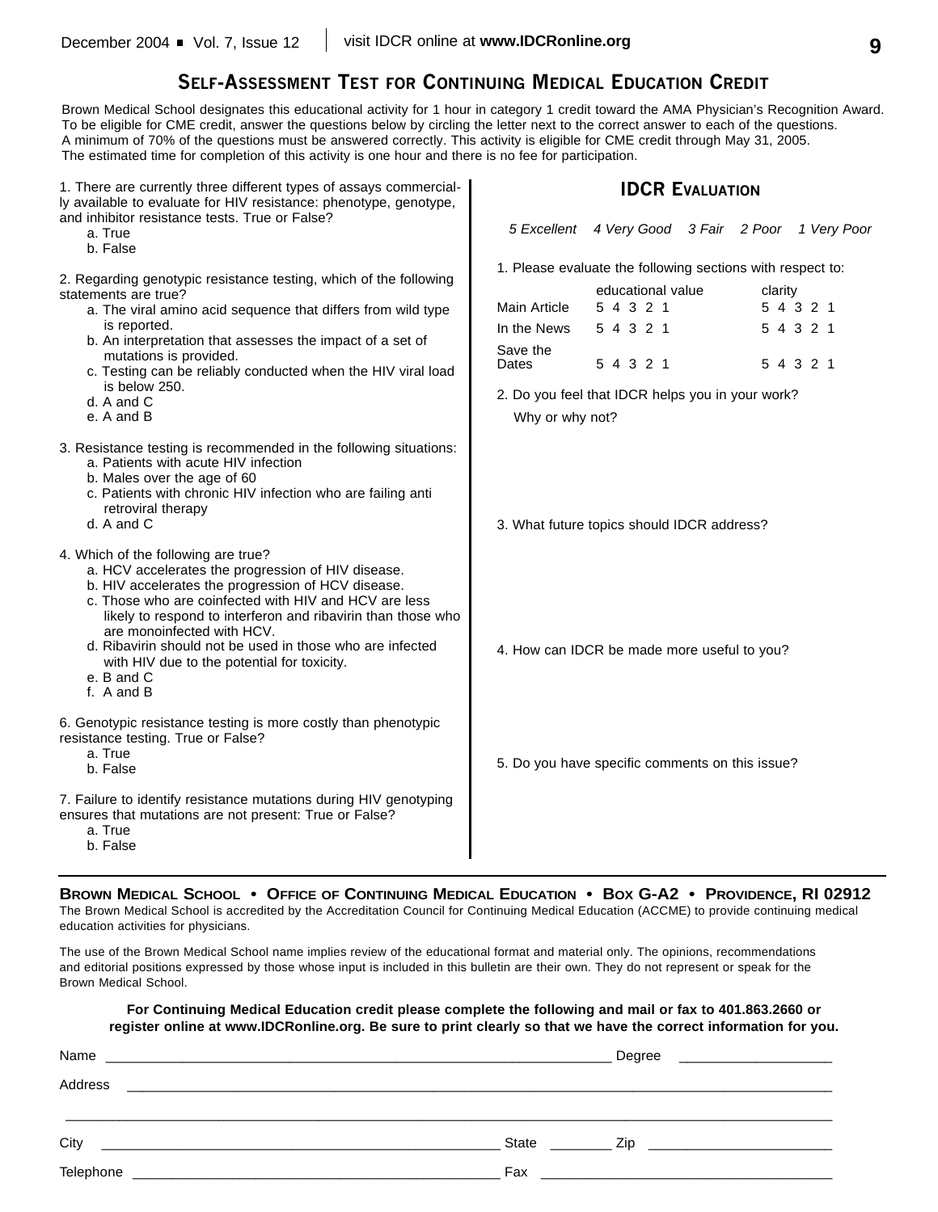# Self-Assessment Test for Continuing Medical Education Credit

Brown Medical School designates this educational activity for 1 hour in category 1 credit toward the AMA Physician's Recognition Award. To be eligible for CME credit, answer the questions below by circling the letter next to the correct answer to each of the questions. A minimum of 70% of the questions must be answered correctly. This activity is eligible for CME credit through May 31, 2005. The estimated time for completion of this activity is one hour and there is no fee for participation.

1. There are currently three different types of assays commercially available to evaluate for HIV resistance: phenotype, genotype, and inhibitor resistance tests. True or False?
   - a. True
   - b. False

2. Regarding genotypic resistance testing, which of the following statements are true?
   - a. The viral amino acid sequence that differs from wild type is reported.
   - b. An interpretation that assesses the impact of a set of mutations is provided.
   - c. Testing can be reliably conducted when the HIV viral load is below 250.
   - d. A and C
   - e. A and B

3. Resistance testing is recommended in the following situations:
   - a. Patients with acute HIV infection
   - b. Males over the age of 60
   - c. Patients with chronic HIV infection who are failing anti retroviral therapy
   - d. A and C

4. Which of the following are true?
   - a. HCV accelerates the progression of HIV disease.
   - b. HIV accelerates the progression of HCV disease.
   - c. Those who are coinfected with HIV and HCV are less likely to respond to interferon and ribavirin than those who are monoinfected with HCV.
   - d. Ribavirin should not be used in those who are infected with HIV due to the potential for toxicity.
   - e. B and C
   - f. A and B

6. Genotypic resistance testing is more costly than phenotypic resistance testing. True or False?
   - a. True
   - b. False

7. Failure to identify resistance mutations during HIV genotyping ensures that mutations are not present: True or False?
   - a. True
   - b. False

## IDCR Evaluation

*5 Excellent 4 Very Good 3 Fair 2 Poor 1 Very Poor*

1. Please evaluate the following sections with respect to:

| | educational value | clarity |
|---|---|---|
| Main Article | 5 4 3 2 1 | 5 4 3 2 1 |
| In the News | 5 4 3 2 1 | 5 4 3 2 1 |
| Save the Dates | 5 4 3 2 1 | 5 4 3 2 1 |

2. Do you feel that IDCR helps you in your work?
   Why or why not?

3. What future topics should IDCR address?

4. How can IDCR be made more useful to you?

5. Do you have specific comments on this issue?

---

**Brown Medical School • Office of Continuing Medical Education • Box G-A2 • Providence, RI 02912**

The Brown Medical School is accredited by the Accreditation Council for Continuing Medical Education (ACCME) to provide continuing medical education activities for physicians.

The use of the Brown Medical School name implies review of the educational format and material only. The opinions, recommendations and editorial positions expressed by those whose input is included in this bulletin are their own. They do not represent or speak for the Brown Medical School.

**For Continuing Medical Education credit please complete the following and mail or fax to 401.863.2660 or register online at www.IDCRonline.org. Be sure to print clearly so that we have the correct information for you.**

Name ____________________ Degree ____________________

Address ________________________________________

________________________________________

City ____________________ State ________ Zip ____________________

Telephone ____________________ Fax ____________________